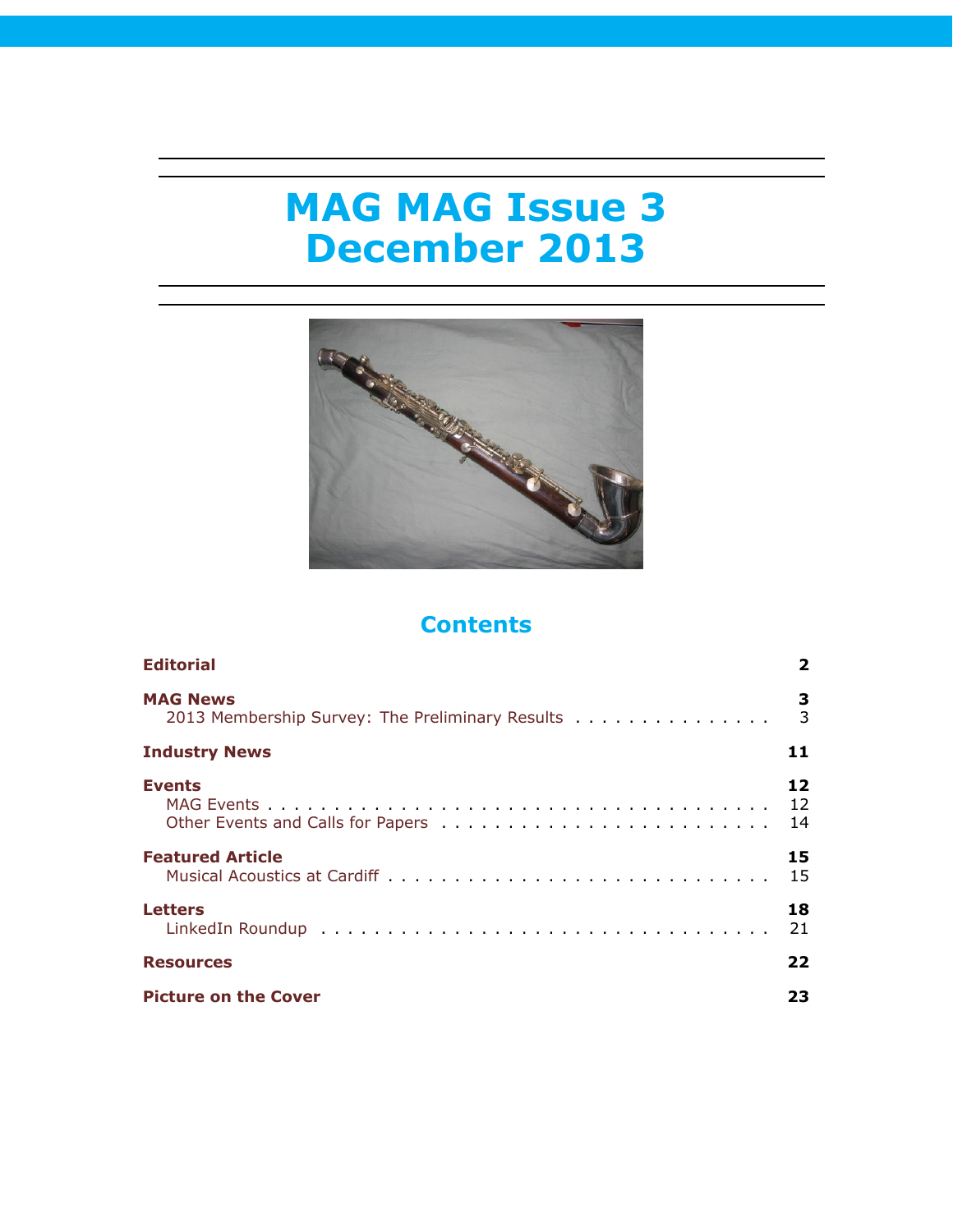# MAG MAG Issue 3
# December 2013

## Contents

| | |
|---|---|
| **Editorial** | **2** |
| **MAG News** | **3** |
| 2013 Membership Survey: The Preliminary Results | 3 |
| **Industry News** | **11** |
| **Events** | **12** |
| MAG Events | 12 |
| Other Events and Calls for Papers | 14 |
| **Featured Article** | **15** |
| Musical Acoustics at Cardiff | 15 |
| **Letters** | **18** |
| LinkedIn Roundup | 21 |
| **Resources** | **22** |
| **Picture on the Cover** | **23** |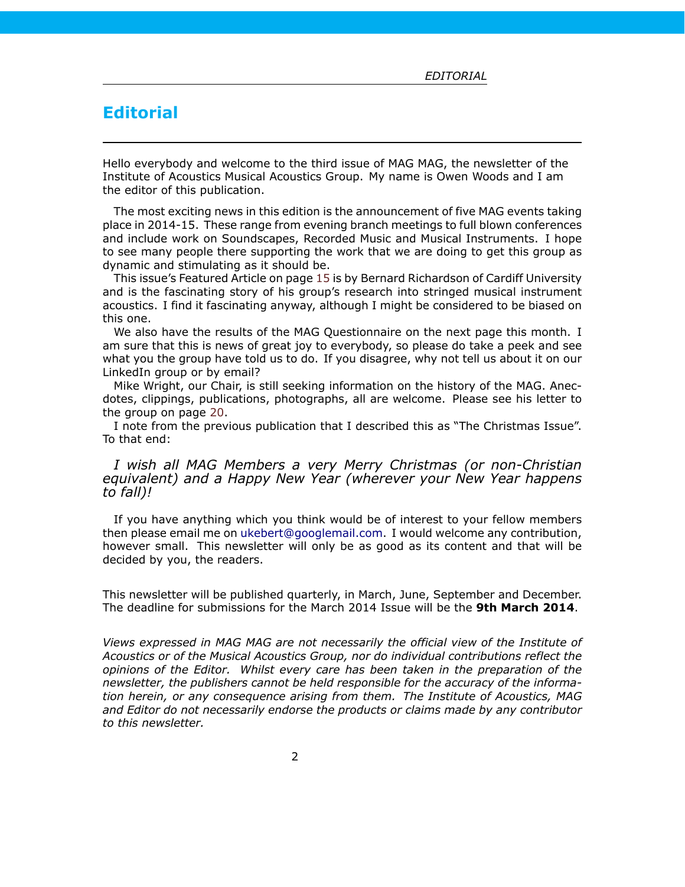# Editorial

Hello everybody and welcome to the third issue of MAG MAG, the newsletter of the Institute of Acoustics Musical Acoustics Group. My name is Owen Woods and I am the editor of this publication.

The most exciting news in this edition is the announcement of five MAG events taking place in 2014-15. These range from evening branch meetings to full blown conferences and include work on Soundscapes, Recorded Music and Musical Instruments. I hope to see many people there supporting the work that we are doing to get this group as dynamic and stimulating as it should be.

This issue's Featured Article on page 15 is by Bernard Richardson of Cardiff University and is the fascinating story of his group's research into stringed musical instrument acoustics. I find it fascinating anyway, although I might be considered to be biased on this one.

We also have the results of the MAG Questionnaire on the next page this month. I am sure that this is news of great joy to everybody, so please do take a peek and see what you the group have told us to do. If you disagree, why not tell us about it on our LinkedIn group or by email?

Mike Wright, our Chair, is still seeking information on the history of the MAG. Anecdotes, clippings, publications, photographs, all are welcome. Please see his letter to the group on page 20.

I note from the previous publication that I described this as "The Christmas Issue". To that end:

*I wish all MAG Members a very Merry Christmas (or non-Christian equivalent) and a Happy New Year (wherever your New Year happens to fall)!*

If you have anything which you think would be of interest to your fellow members then please email me on ukebert@googlemail.com. I would welcome any contribution, however small. This newsletter will only be as good as its content and that will be decided by you, the readers.

This newsletter will be published quarterly, in March, June, September and December. The deadline for submissions for the March 2014 Issue will be the **9th March 2014**.

*Views expressed in MAG MAG are not necessarily the official view of the Institute of Acoustics or of the Musical Acoustics Group, nor do individual contributions reflect the opinions of the Editor. Whilst every care has been taken in the preparation of the newsletter, the publishers cannot be held responsible for the accuracy of the information herein, or any consequence arising from them. The Institute of Acoustics, MAG and Editor do not necessarily endorse the products or claims made by any contributor to this newsletter.*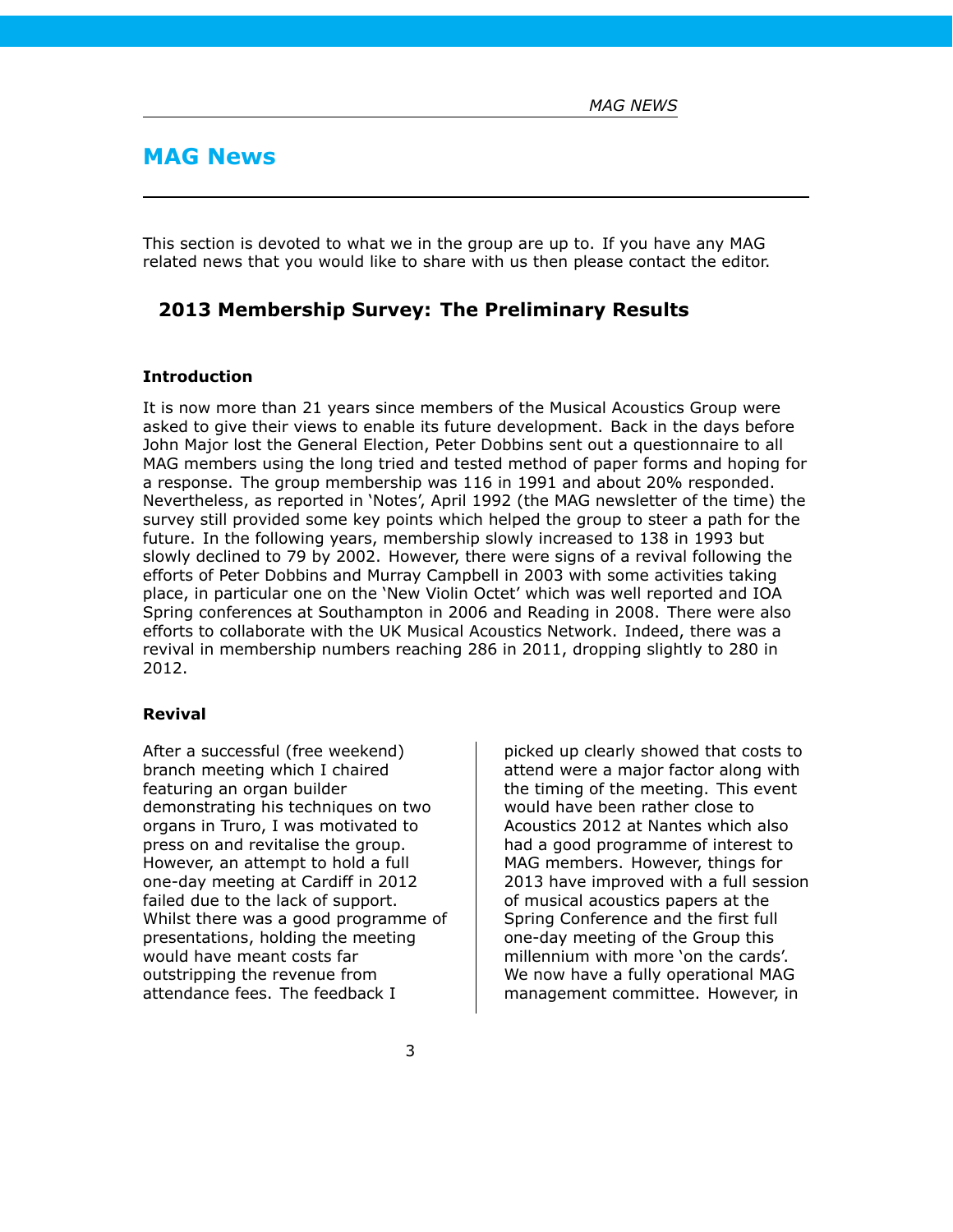# MAG News

This section is devoted to what we in the group are up to. If you have any MAG related news that you would like to share with us then please contact the editor.

## 2013 Membership Survey: The Preliminary Results

### Introduction

It is now more than 21 years since members of the Musical Acoustics Group were asked to give their views to enable its future development. Back in the days before John Major lost the General Election, Peter Dobbins sent out a questionnaire to all MAG members using the long tried and tested method of paper forms and hoping for a response. The group membership was 116 in 1991 and about 20% responded. Nevertheless, as reported in 'Notes', April 1992 (the MAG newsletter of the time) the survey still provided some key points which helped the group to steer a path for the future. In the following years, membership slowly increased to 138 in 1993 but slowly declined to 79 by 2002. However, there were signs of a revival following the efforts of Peter Dobbins and Murray Campbell in 2003 with some activities taking place, in particular one on the 'New Violin Octet' which was well reported and IOA Spring conferences at Southampton in 2006 and Reading in 2008. There were also efforts to collaborate with the UK Musical Acoustics Network. Indeed, there was a revival in membership numbers reaching 286 in 2011, dropping slightly to 280 in 2012.

### Revival

After a successful (free weekend) branch meeting which I chaired featuring an organ builder demonstrating his techniques on two organs in Truro, I was motivated to press on and revitalise the group. However, an attempt to hold a full one-day meeting at Cardiff in 2012 failed due to the lack of support. Whilst there was a good programme of presentations, holding the meeting would have meant costs far outstripping the revenue from attendance fees. The feedback I picked up clearly showed that costs to attend were a major factor along with the timing of the meeting. This event would have been rather close to Acoustics 2012 at Nantes which also had a good programme of interest to MAG members. However, things for 2013 have improved with a full session of musical acoustics papers at the Spring Conference and the first full one-day meeting of the Group this millennium with more 'on the cards'. We now have a fully operational MAG management committee. However, in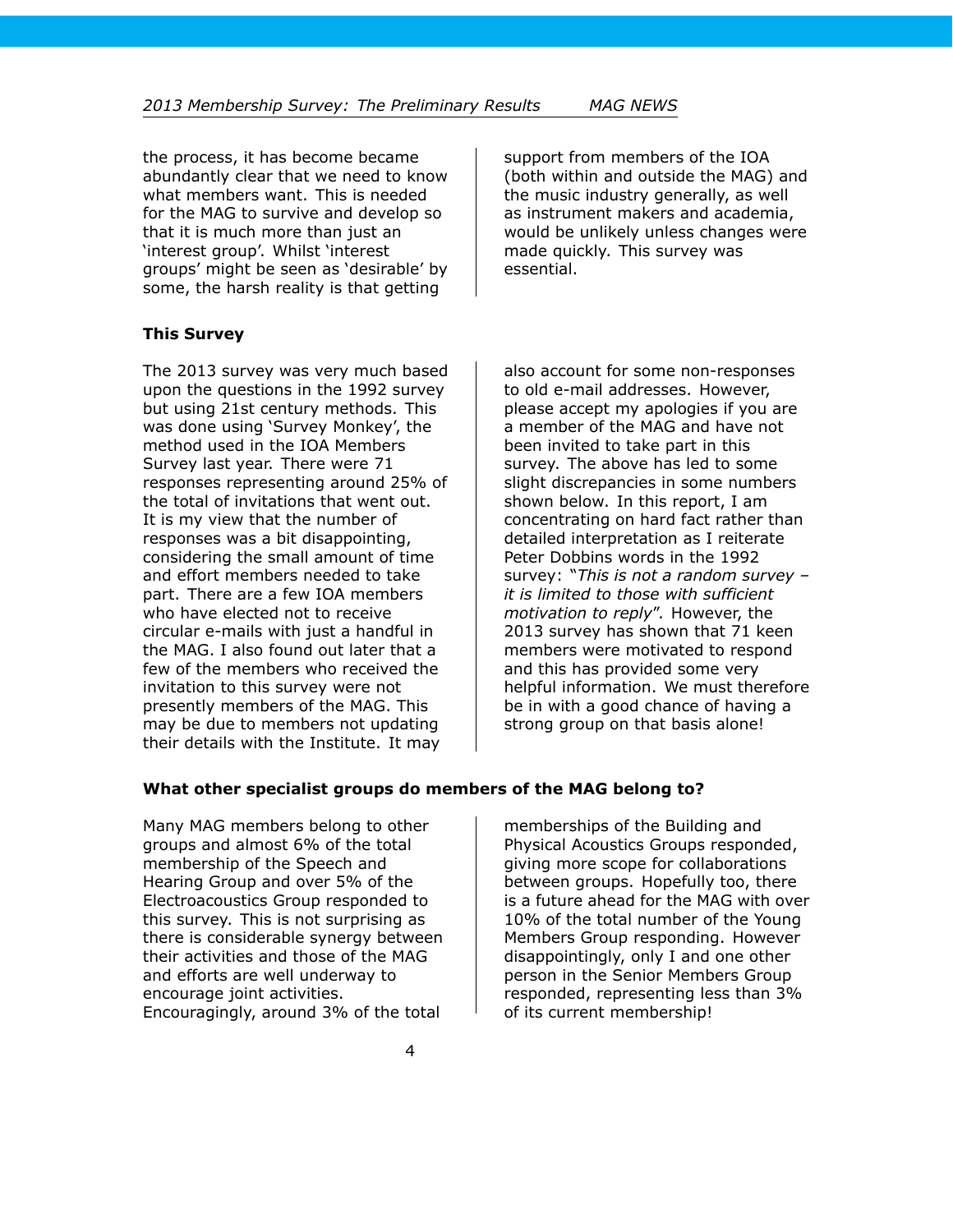the process, it has become became abundantly clear that we need to know what members want. This is needed for the MAG to survive and develop so that it is much more than just an 'interest group'. Whilst 'interest groups' might be seen as 'desirable' by some, the harsh reality is that getting support from members of the IOA (both within and outside the MAG) and the music industry generally, as well as instrument makers and academia, would be unlikely unless changes were made quickly. This survey was essential.

**This Survey**

The 2013 survey was very much based upon the questions in the 1992 survey but using 21st century methods. This was done using 'Survey Monkey', the method used in the IOA Members Survey last year. There were 71 responses representing around 25% of the total of invitations that went out. It is my view that the number of responses was a bit disappointing, considering the small amount of time and effort members needed to take part. There are a few IOA members who have elected not to receive circular e-mails with just a handful in the MAG. I also found out later that a few of the members who received the invitation to this survey were not presently members of the MAG. This may be due to members not updating their details with the Institute. It may also account for some non-responses to old e-mail addresses. However, please accept my apologies if you are a member of the MAG and have not been invited to take part in this survey. The above has led to some slight discrepancies in some numbers shown below. In this report, I am concentrating on hard fact rather than detailed interpretation as I reiterate Peter Dobbins words in the 1992 survey: *"This is not a random survey – it is limited to those with sufficient motivation to reply"*. However, the 2013 survey has shown that 71 keen members were motivated to respond and this has provided some very helpful information. We must therefore be in with a good chance of having a strong group on that basis alone!

**What other specialist groups do members of the MAG belong to?**

Many MAG members belong to other groups and almost 6% of the total membership of the Speech and Hearing Group and over 5% of the Electroacoustics Group responded to this survey. This is not surprising as there is considerable synergy between their activities and those of the MAG and efforts are well underway to encourage joint activities. Encouragingly, around 3% of the total memberships of the Building and Physical Acoustics Groups responded, giving more scope for collaborations between groups. Hopefully too, there is a future ahead for the MAG with over 10% of the total number of the Young Members Group responding. However disappointingly, only I and one other person in the Senior Members Group responded, representing less than 3% of its current membership!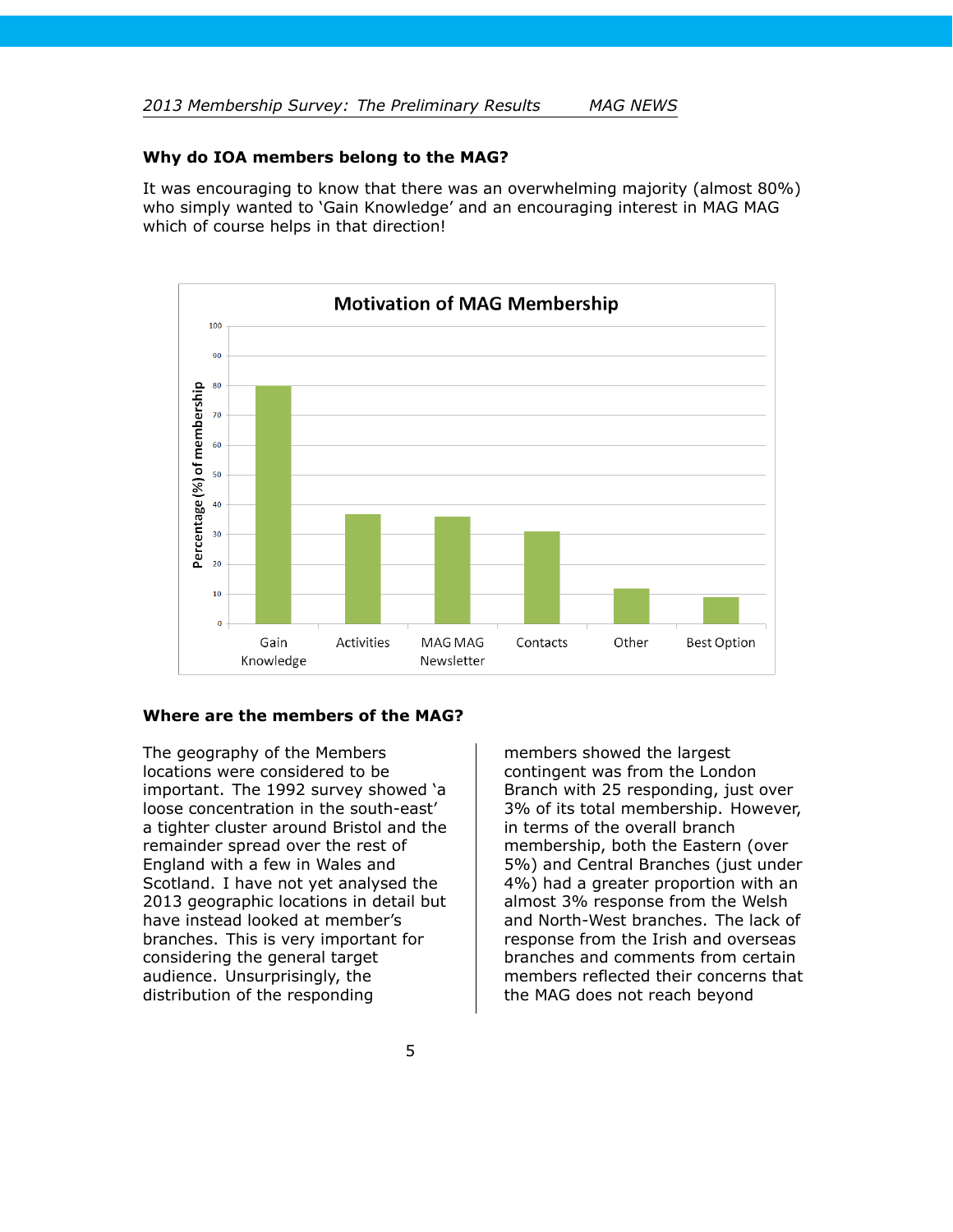## Why do IOA members belong to the MAG?

It was encouraging to know that there was an overwhelming majority (almost 80%) who simply wanted to 'Gain Knowledge' and an encouraging interest in MAG MAG which of course helps in that direction!

**Motivation of MAG Membership**

| Motivation | Percentage (%) of membership |
|---|---|
| Gain Knowledge | 80 |
| Activities | 37 |
| MAG MAG Newsletter | 36 |
| Contacts | 31 |
| Other | 12 |
| Best Option | 9 |

## Where are the members of the MAG?

The geography of the Members locations were considered to be important. The 1992 survey showed 'a loose concentration in the south-east' a tighter cluster around Bristol and the remainder spread over the rest of England with a few in Wales and Scotland. I have not yet analysed the 2013 geographic locations in detail but have instead looked at member's branches. This is very important for considering the general target audience. Unsurprisingly, the distribution of the responding members showed the largest contingent was from the London Branch with 25 responding, just over 3% of its total membership. However, in terms of the overall branch membership, both the Eastern (over 5%) and Central Branches (just under 4%) had a greater proportion with an almost 3% response from the Welsh and North-West branches. The lack of response from the Irish and overseas branches and comments from certain members reflected their concerns that the MAG does not reach beyond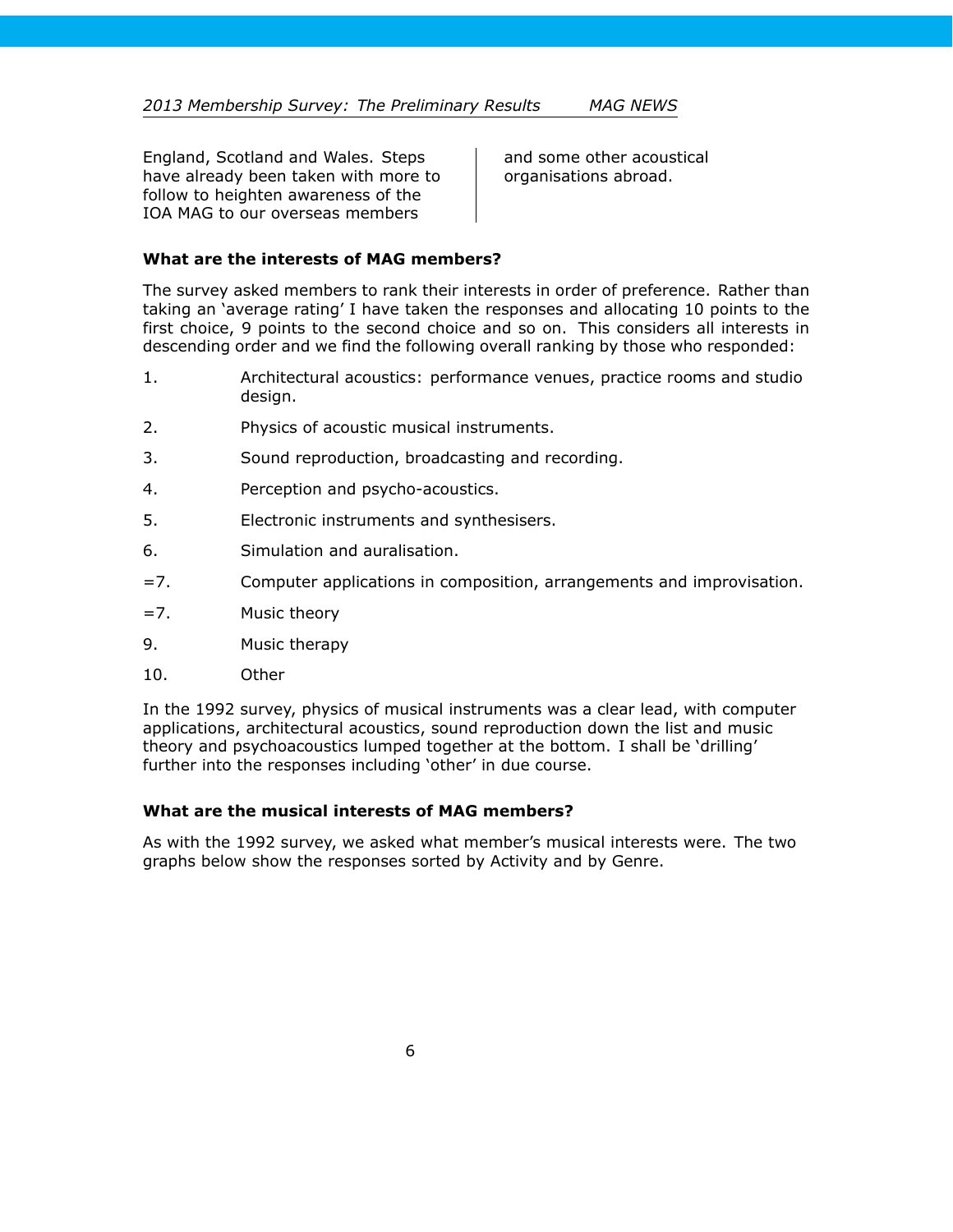England, Scotland and Wales. Steps have already been taken with more to follow to heighten awareness of the IOA MAG to our overseas members and some other acoustical organisations abroad.

### What are the interests of MAG members?

The survey asked members to rank their interests in order of preference. Rather than taking an 'average rating' I have taken the responses and allocating 10 points to the first choice, 9 points to the second choice and so on. This considers all interests in descending order and we find the following overall ranking by those who responded:

1. Architectural acoustics: performance venues, practice rooms and studio design.
2. Physics of acoustic musical instruments.
3. Sound reproduction, broadcasting and recording.
4. Perception and psycho-acoustics.
5. Electronic instruments and synthesisers.
6. Simulation and auralisation.

=7. Computer applications in composition, arrangements and improvisation.

=7. Music theory

9. Music therapy
10. Other

In the 1992 survey, physics of musical instruments was a clear lead, with computer applications, architectural acoustics, sound reproduction down the list and music theory and psychoacoustics lumped together at the bottom. I shall be 'drilling' further into the responses including 'other' in due course.

### What are the musical interests of MAG members?

As with the 1992 survey, we asked what member's musical interests were. The two graphs below show the responses sorted by Activity and by Genre.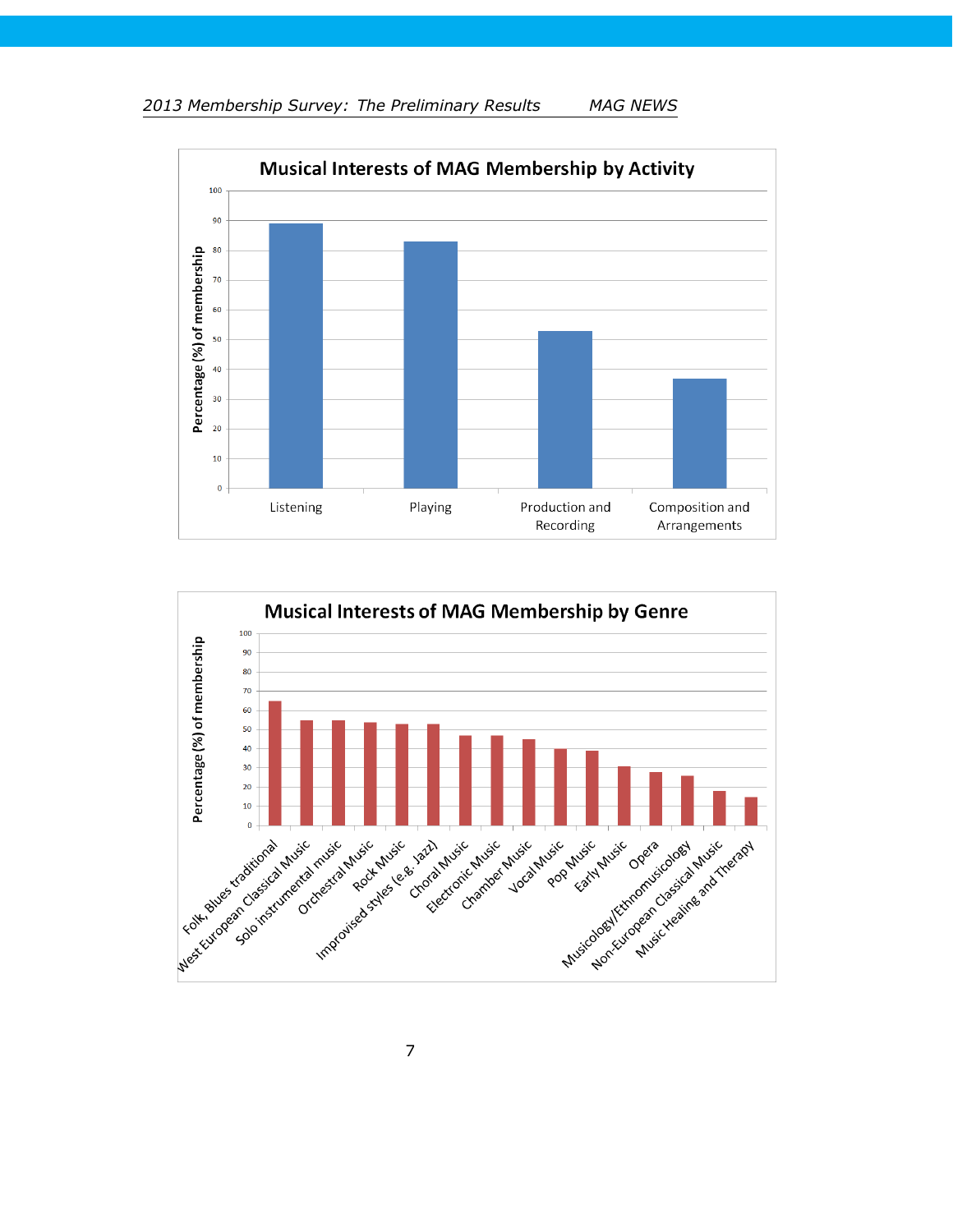**Musical Interests of MAG Membership by Activity**

| Activity | Percentage (%) of membership |
|---|---|
| Listening | 89 |
| Playing | 83 |
| Production and Recording | 53 |
| Composition and Arrangements | 37 |

**Musical Interests of MAG Membership by Genre**

| Genre | Percentage (%) of membership |
|---|---|
| Folk, Blues traditional | 65 |
| West European Classical Music | 55 |
| Solo instrumental music | 55 |
| Orchestral Music | 54 |
| Rock Music | 53 |
| Improvised styles (e.g. Jazz) | 53 |
| Choral Music | 47 |
| Electronic Music | 47 |
| Chamber Music | 45 |
| Vocal Music | 40 |
| Pop Music | 39 |
| Early Music | 31 |
| Opera | 28 |
| Musicology/Ethnomusicology | 26 |
| Non-European Classical Music | 18 |
| Music Healing and Therapy | 15 |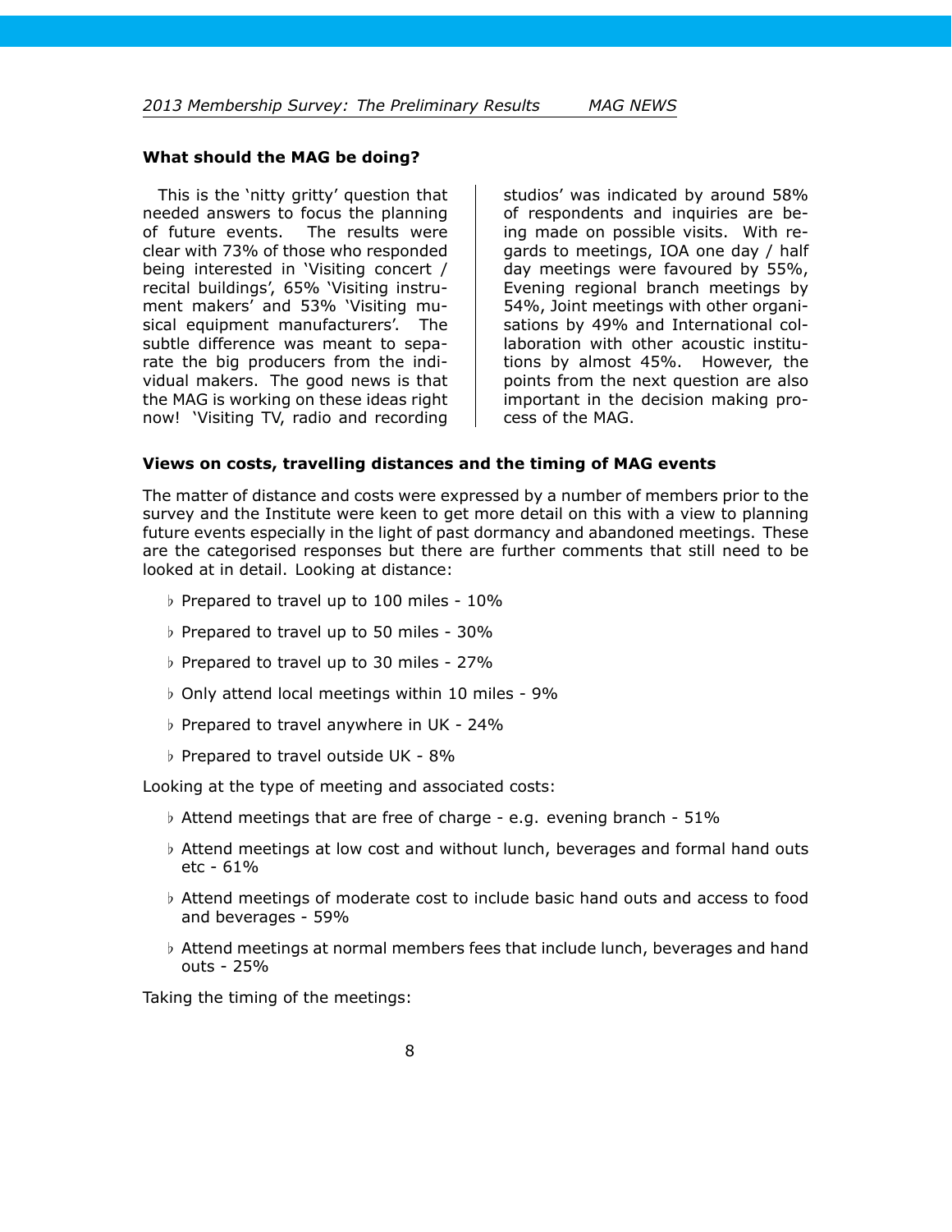### What should the MAG be doing?

This is the 'nitty gritty' question that needed answers to focus the planning of future events. The results were clear with 73% of those who responded being interested in 'Visiting concert / recital buildings', 65% 'Visiting instrument makers' and 53% 'Visiting musical equipment manufacturers'. The subtle difference was meant to separate the big producers from the individual makers. The good news is that the MAG is working on these ideas right now! 'Visiting TV, radio and recording studios' was indicated by around 58% of respondents and inquiries are being made on possible visits. With regards to meetings, IOA one day / half day meetings were favoured by 55%, Evening regional branch meetings by 54%, Joint meetings with other organisations by 49% and International collaboration with other acoustic institutions by almost 45%. However, the points from the next question are also important in the decision making process of the MAG.

### Views on costs, travelling distances and the timing of MAG events

The matter of distance and costs were expressed by a number of members prior to the survey and the Institute were keen to get more detail on this with a view to planning future events especially in the light of past dormancy and abandoned meetings. These are the categorised responses but there are further comments that still need to be looked at in detail. Looking at distance:

- Prepared to travel up to 100 miles - 10%
- Prepared to travel up to 50 miles - 30%
- Prepared to travel up to 30 miles - 27%
- Only attend local meetings within 10 miles - 9%
- Prepared to travel anywhere in UK - 24%
- Prepared to travel outside UK - 8%

Looking at the type of meeting and associated costs:

- Attend meetings that are free of charge - e.g. evening branch - 51%
- Attend meetings at low cost and without lunch, beverages and formal hand outs etc - 61%
- Attend meetings of moderate cost to include basic hand outs and access to food and beverages - 59%
- Attend meetings at normal members fees that include lunch, beverages and hand outs - 25%

Taking the timing of the meetings: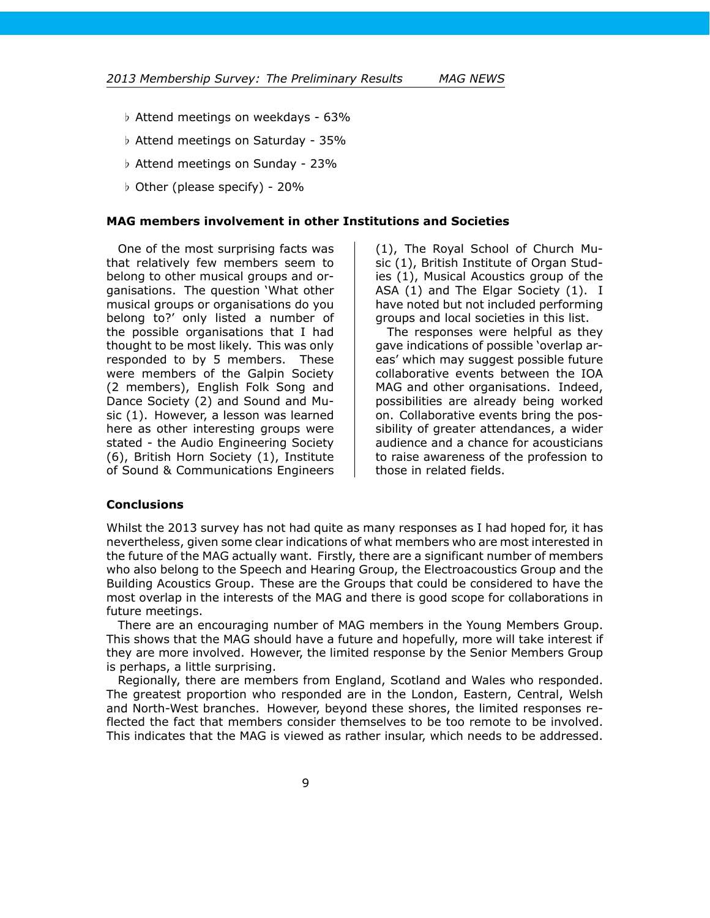- ♭ Attend meetings on weekdays - 63%
- ♭ Attend meetings on Saturday - 35%
- ♭ Attend meetings on Sunday - 23%
- ♭ Other (please specify) - 20%

**MAG members involvement in other Institutions and Societies**

One of the most surprising facts was that relatively few members seem to belong to other musical groups and organisations. The question 'What other musical groups or organisations do you belong to?' only listed a number of the possible organisations that I had thought to be most likely. This was only responded to by 5 members. These were members of the Galpin Society (2 members), English Folk Song and Dance Society (2) and Sound and Music (1). However, a lesson was learned here as other interesting groups were stated - the Audio Engineering Society (6), British Horn Society (1), Institute of Sound & Communications Engineers (1), The Royal School of Church Music (1), British Institute of Organ Studies (1), Musical Acoustics group of the ASA (1) and The Elgar Society (1). I have noted but not included performing groups and local societies in this list.

The responses were helpful as they gave indications of possible 'overlap areas' which may suggest possible future collaborative events between the IOA MAG and other organisations. Indeed, possibilities are already being worked on. Collaborative events bring the possibility of greater attendances, a wider audience and a chance for acousticians to raise awareness of the profession to those in related fields.

**Conclusions**

Whilst the 2013 survey has not had quite as many responses as I had hoped for, it has nevertheless, given some clear indications of what members who are most interested in the future of the MAG actually want. Firstly, there are a significant number of members who also belong to the Speech and Hearing Group, the Electroacoustics Group and the Building Acoustics Group. These are the Groups that could be considered to have the most overlap in the interests of the MAG and there is good scope for collaborations in future meetings.

There are an encouraging number of MAG members in the Young Members Group. This shows that the MAG should have a future and hopefully, more will take interest if they are more involved. However, the limited response by the Senior Members Group is perhaps, a little surprising.

Regionally, there are members from England, Scotland and Wales who responded. The greatest proportion who responded are in the London, Eastern, Central, Welsh and North-West branches. However, beyond these shores, the limited responses reflected the fact that members consider themselves to be too remote to be involved. This indicates that the MAG is viewed as rather insular, which needs to be addressed.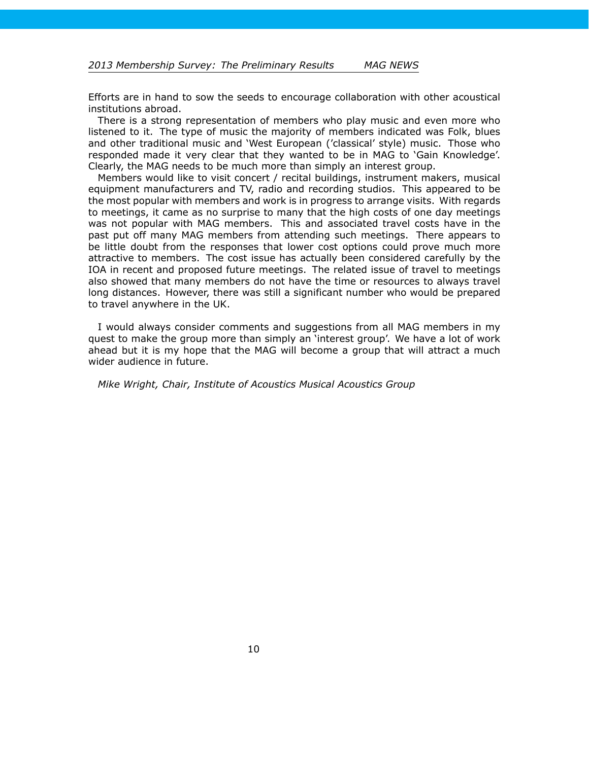Efforts are in hand to sow the seeds to encourage collaboration with other acoustical institutions abroad.

There is a strong representation of members who play music and even more who listened to it. The type of music the majority of members indicated was Folk, blues and other traditional music and 'West European ('classical' style) music. Those who responded made it very clear that they wanted to be in MAG to 'Gain Knowledge'. Clearly, the MAG needs to be much more than simply an interest group.

Members would like to visit concert / recital buildings, instrument makers, musical equipment manufacturers and TV, radio and recording studios. This appeared to be the most popular with members and work is in progress to arrange visits. With regards to meetings, it came as no surprise to many that the high costs of one day meetings was not popular with MAG members. This and associated travel costs have in the past put off many MAG members from attending such meetings. There appears to be little doubt from the responses that lower cost options could prove much more attractive to members. The cost issue has actually been considered carefully by the IOA in recent and proposed future meetings. The related issue of travel to meetings also showed that many members do not have the time or resources to always travel long distances. However, there was still a significant number who would be prepared to travel anywhere in the UK.

I would always consider comments and suggestions from all MAG members in my quest to make the group more than simply an 'interest group'. We have a lot of work ahead but it is my hope that the MAG will become a group that will attract a much wider audience in future.

*Mike Wright, Chair, Institute of Acoustics Musical Acoustics Group*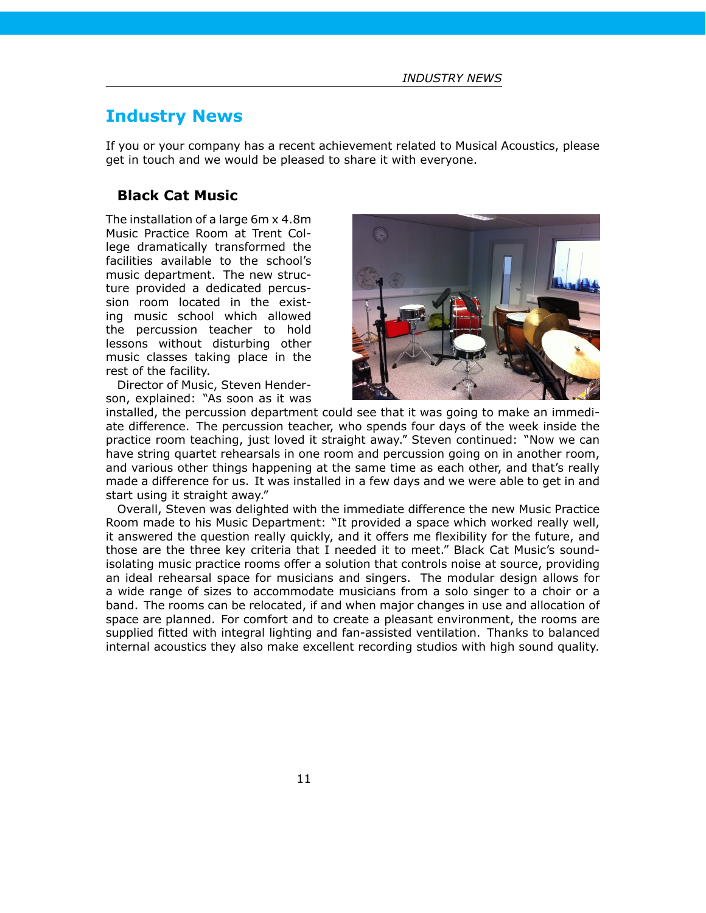# Industry News

If you or your company has a recent achievement related to Musical Acoustics, please get in touch and we would be pleased to share it with everyone.

## Black Cat Music

The installation of a large 6m x 4.8m Music Practice Room at Trent College dramatically transformed the facilities available to the school's music department. The new structure provided a dedicated percussion room located in the existing music school which allowed the percussion teacher to hold lessons without disturbing other music classes taking place in the rest of the facility.

Director of Music, Steven Henderson, explained: "As soon as it was installed, the percussion department could see that it was going to make an immediate difference. The percussion teacher, who spends four days of the week inside the practice room teaching, just loved it straight away." Steven continued: "Now we can have string quartet rehearsals in one room and percussion going on in another room, and various other things happening at the same time as each other, and that's really made a difference for us. It was installed in a few days and we were able to get in and start using it straight away."

Overall, Steven was delighted with the immediate difference the new Music Practice Room made to his Music Department: "It provided a space which worked really well, it answered the question really quickly, and it offers me flexibility for the future, and those are the three key criteria that I needed it to meet." Black Cat Music's sound-isolating music practice rooms offer a solution that controls noise at source, providing an ideal rehearsal space for musicians and singers. The modular design allows for a wide range of sizes to accommodate musicians from a solo singer to a choir or a band. The rooms can be relocated, if and when major changes in use and allocation of space are planned. For comfort and to create a pleasant environment, the rooms are supplied fitted with integral lighting and fan-assisted ventilation. Thanks to balanced internal acoustics they also make excellent recording studios with high sound quality.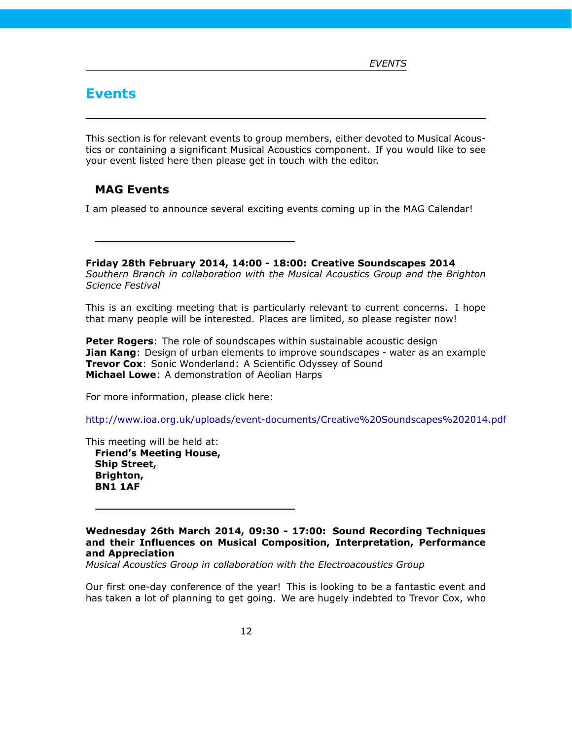# Events

This section is for relevant events to group members, either devoted to Musical Acoustics or containing a significant Musical Acoustics component. If you would like to see your event listed here then please get in touch with the editor.

## MAG Events

I am pleased to announce several exciting events coming up in the MAG Calendar!

---

**Friday 28th February 2014, 14:00 - 18:00: Creative Soundscapes 2014**
*Southern Branch in collaboration with the Musical Acoustics Group and the Brighton Science Festival*

This is an exciting meeting that is particularly relevant to current concerns. I hope that many people will be interested. Places are limited, so please register now!

**Peter Rogers**: The role of soundscapes within sustainable acoustic design
**Jian Kang**: Design of urban elements to improve soundscapes - water as an example
**Trevor Cox**: Sonic Wonderland: A Scientific Odyssey of Sound
**Michael Lowe**: A demonstration of Aeolian Harps

For more information, please click here:

http://www.ioa.org.uk/uploads/event-documents/Creative%20Soundscapes%202014.pdf

This meeting will be held at:
**Friend's Meeting House,**
**Ship Street,**
**Brighton,**
**BN1 1AF**

---

**Wednesday 26th March 2014, 09:30 - 17:00: Sound Recording Techniques and their Influences on Musical Composition, Interpretation, Performance and Appreciation**
*Musical Acoustics Group in collaboration with the Electroacoustics Group*

Our first one-day conference of the year! This is looking to be a fantastic event and has taken a lot of planning to get going. We are hugely indebted to Trevor Cox, who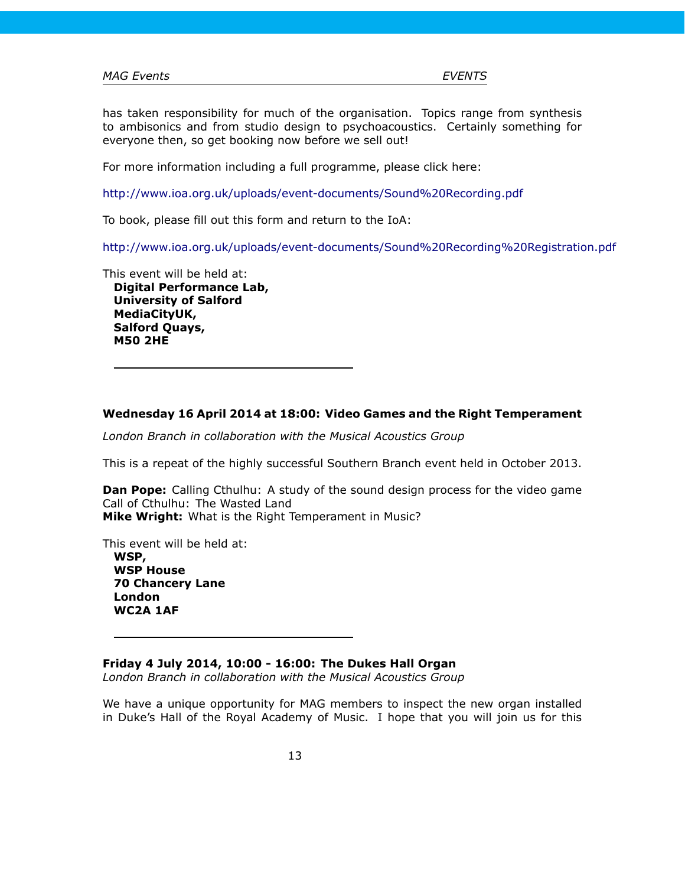has taken responsibility for much of the organisation. Topics range from synthesis to ambisonics and from studio design to psychoacoustics. Certainly something for everyone then, so get booking now before we sell out!

For more information including a full programme, please click here:

http://www.ioa.org.uk/uploads/event-documents/Sound%20Recording.pdf

To book, please fill out this form and return to the IoA:

http://www.ioa.org.uk/uploads/event-documents/Sound%20Recording%20Registration.pdf

This event will be held at:

**Digital Performance Lab,**
**University of Salford**
**MediaCityUK,**
**Salford Quays,**
**M50 2HE**

---

**Wednesday 16 April 2014 at 18:00: Video Games and the Right Temperament**

*London Branch in collaboration with the Musical Acoustics Group*

This is a repeat of the highly successful Southern Branch event held in October 2013.

**Dan Pope:** Calling Cthulhu: A study of the sound design process for the video game Call of Cthulhu: The Wasted Land
**Mike Wright:** What is the Right Temperament in Music?

This event will be held at:

**WSP,**
**WSP House**
**70 Chancery Lane**
**London**
**WC2A 1AF**

---

**Friday 4 July 2014, 10:00 - 16:00: The Dukes Hall Organ**
*London Branch in collaboration with the Musical Acoustics Group*

We have a unique opportunity for MAG members to inspect the new organ installed in Duke's Hall of the Royal Academy of Music. I hope that you will join us for this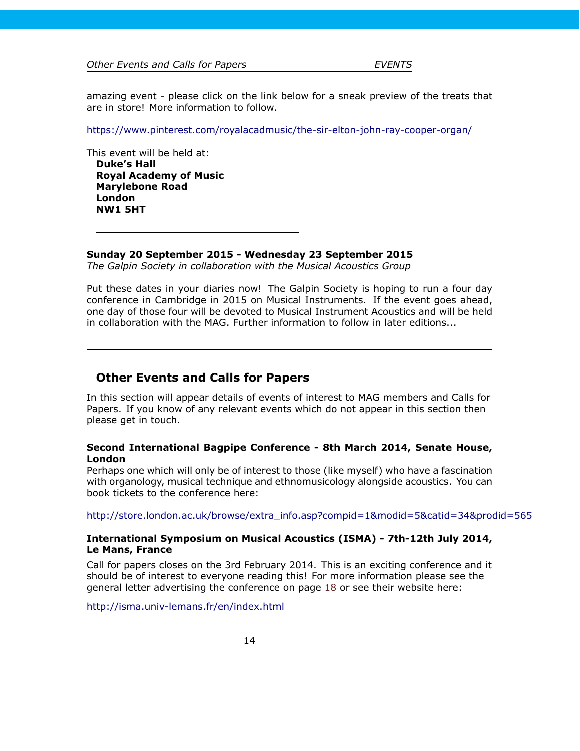amazing event - please click on the link below for a sneak preview of the treats that are in store! More information to follow.

https://www.pinterest.com/royalacadmusic/the-sir-elton-john-ray-cooper-organ/

This event will be held at:

**Duke's Hall**
**Royal Academy of Music**
**Marylebone Road**
**London**
**NW1 5HT**

---

**Sunday 20 September 2015 - Wednesday 23 September 2015**
*The Galpin Society in collaboration with the Musical Acoustics Group*

Put these dates in your diaries now! The Galpin Society is hoping to run a four day conference in Cambridge in 2015 on Musical Instruments. If the event goes ahead, one day of those four will be devoted to Musical Instrument Acoustics and will be held in collaboration with the MAG. Further information to follow in later editions...

---

## Other Events and Calls for Papers

In this section will appear details of events of interest to MAG members and Calls for Papers. If you know of any relevant events which do not appear in this section then please get in touch.

**Second International Bagpipe Conference - 8th March 2014, Senate House, London**

Perhaps one which will only be of interest to those (like myself) who have a fascination with organology, musical technique and ethnomusicology alongside acoustics. You can book tickets to the conference here:

http://store.london.ac.uk/browse/extra_info.asp?compid=1&modid=5&catid=34&prodid=565

**International Symposium on Musical Acoustics (ISMA) - 7th-12th July 2014, Le Mans, France**

Call for papers closes on the 3rd February 2014. This is an exciting conference and it should be of interest to everyone reading this! For more information please see the general letter advertising the conference on page 18 or see their website here:

http://isma.univ-lemans.fr/en/index.html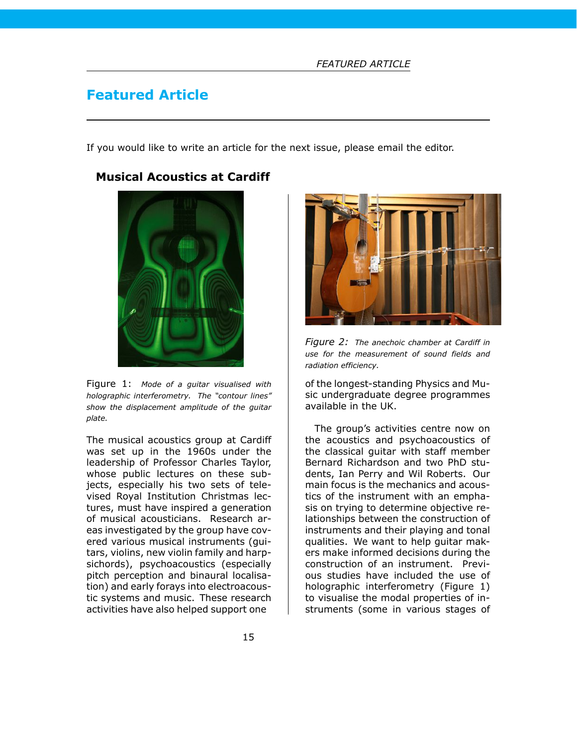# Featured Article

If you would like to write an article for the next issue, please email the editor.

## Musical Acoustics at Cardiff

Figure 1: *Mode of a guitar visualised with holographic interferometry. The "contour lines" show the displacement amplitude of the guitar plate.*

The musical acoustics group at Cardiff was set up in the 1960s under the leadership of Professor Charles Taylor, whose public lectures on these subjects, especially his two sets of televised Royal Institution Christmas lectures, must have inspired a generation of musical acousticians. Research areas investigated by the group have covered various musical instruments (guitars, violins, new violin family and harpsichords), psychoacoustics (especially pitch perception and binaural localisation) and early forays into electroacoustic systems and music. These research activities have also helped support one of the longest-standing Physics and Music undergraduate degree programmes available in the UK.

Figure 2: *The anechoic chamber at Cardiff in use for the measurement of sound fields and radiation efficiency.*

The group's activities centre now on the acoustics and psychoacoustics of the classical guitar with staff member Bernard Richardson and two PhD students, Ian Perry and Wil Roberts. Our main focus is the mechanics and acoustics of the instrument with an emphasis on trying to determine objective relationships between the construction of instruments and their playing and tonal qualities. We want to help guitar makers make informed decisions during the construction of an instrument. Previous studies have included the use of holographic interferometry (Figure 1) to visualise the modal properties of instruments (some in various stages of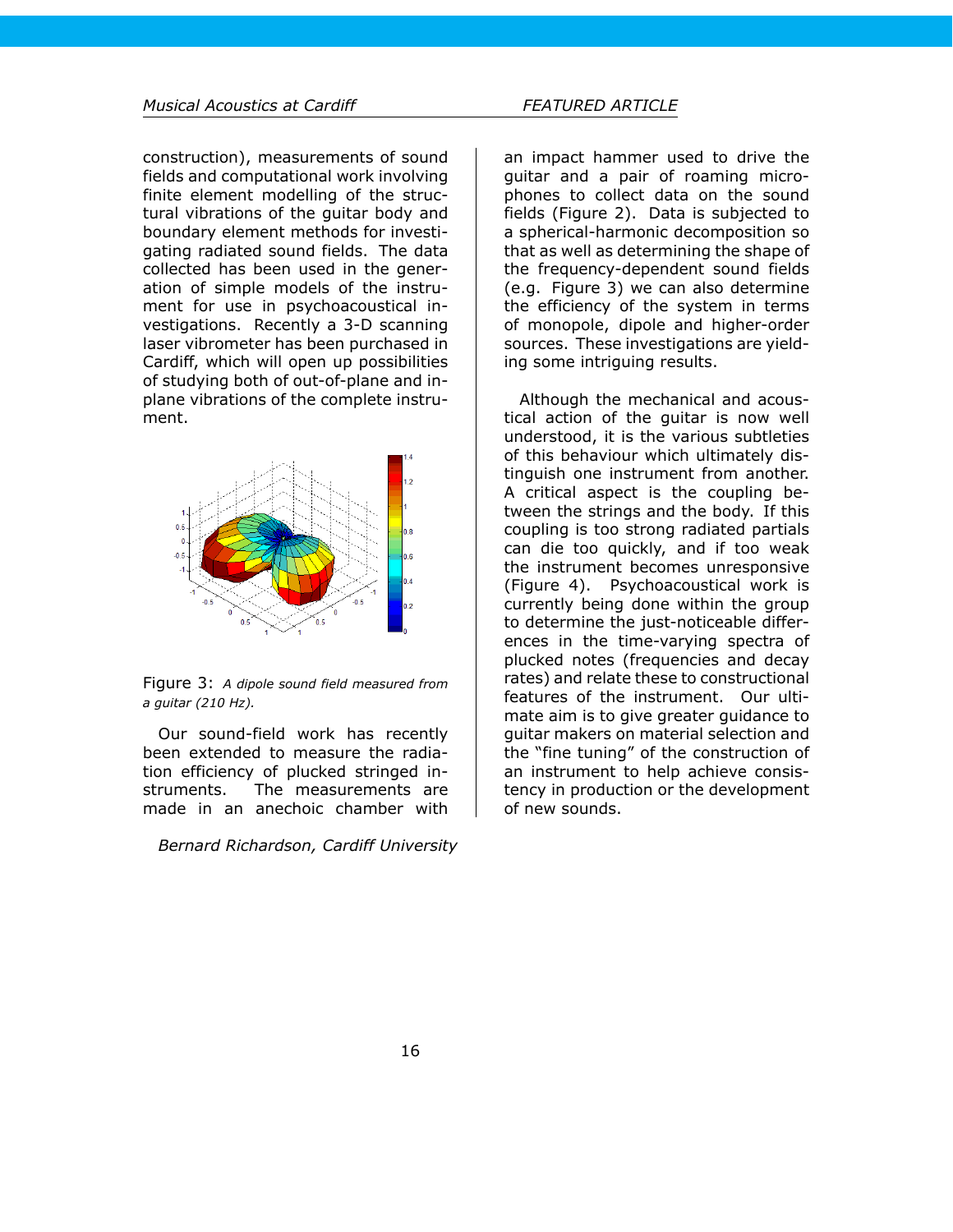construction), measurements of sound fields and computational work involving finite element modelling of the structural vibrations of the guitar body and boundary element methods for investigating radiated sound fields. The data collected has been used in the generation of simple models of the instrument for use in psychoacoustical investigations. Recently a 3-D scanning laser vibrometer has been purchased in Cardiff, which will open up possibilities of studying both of out-of-plane and in-plane vibrations of the complete instrument.

Figure 3: *A dipole sound field measured from a guitar (210 Hz).*

Our sound-field work has recently been extended to measure the radiation efficiency of plucked stringed instruments. The measurements are made in an anechoic chamber with an impact hammer used to drive the guitar and a pair of roaming microphones to collect data on the sound fields (Figure 2). Data is subjected to a spherical-harmonic decomposition so that as well as determining the shape of the frequency-dependent sound fields (e.g. Figure 3) we can also determine the efficiency of the system in terms of monopole, dipole and higher-order sources. These investigations are yielding some intriguing results.

Although the mechanical and acoustical action of the guitar is now well understood, it is the various subtleties of this behaviour which ultimately distinguish one instrument from another. A critical aspect is the coupling between the strings and the body. If this coupling is too strong radiated partials can die too quickly, and if too weak the instrument becomes unresponsive (Figure 4). Psychoacoustical work is currently being done within the group to determine the just-noticeable differences in the time-varying spectra of plucked notes (frequencies and decay rates) and relate these to constructional features of the instrument. Our ultimate aim is to give greater guidance to guitar makers on material selection and the "fine tuning" of the construction of an instrument to help achieve consistency in production or the development of new sounds.

*Bernard Richardson, Cardiff University*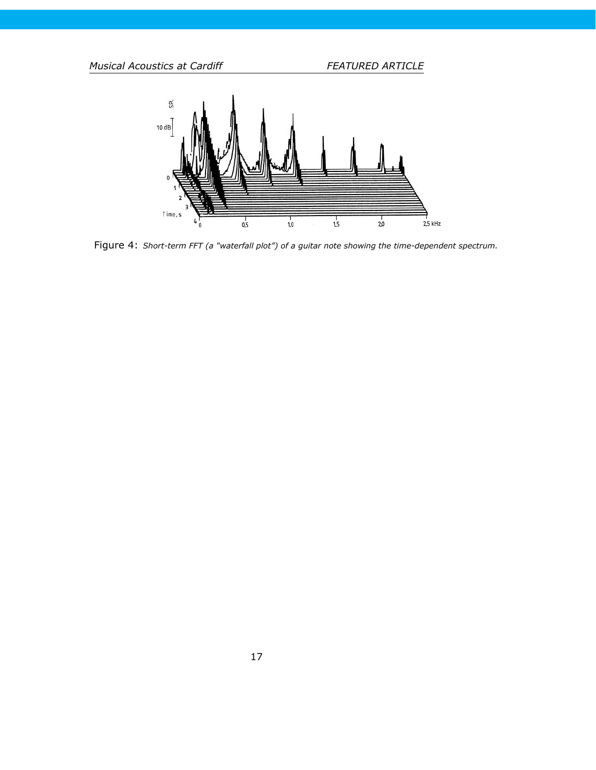Figure 4: *Short-term FFT (a "waterfall plot") of a guitar note showing the time-dependent spectrum.*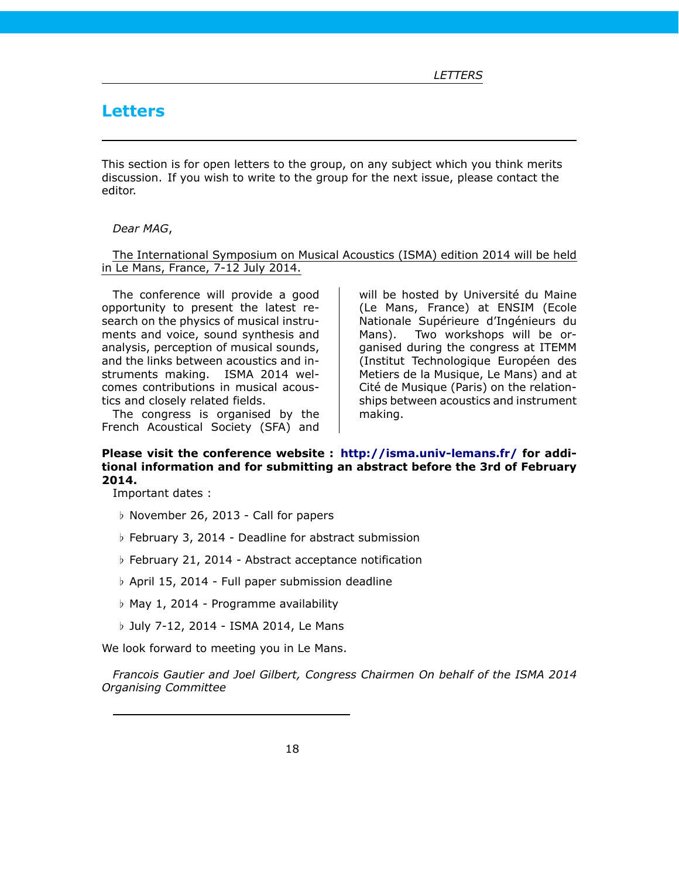# Letters

This section is for open letters to the group, on any subject which you think merits discussion. If you wish to write to the group for the next issue, please contact the editor.

*Dear MAG*,

The International Symposium on Musical Acoustics (ISMA) edition 2014 will be held in Le Mans, France, 7-12 July 2014.

The conference will provide a good opportunity to present the latest research on the physics of musical instruments and voice, sound synthesis and analysis, perception of musical sounds, and the links between acoustics and instruments making. ISMA 2014 welcomes contributions in musical acoustics and closely related fields.

The congress is organised by the French Acoustical Society (SFA) and will be hosted by Université du Maine (Le Mans, France) at ENSIM (Ecole Nationale Supérieure d'Ingénieurs du Mans). Two workshops will be organised during the congress at ITEMM (Institut Technologique Européen des Metiers de la Musique, Le Mans) and at Cité de Musique (Paris) on the relationships between acoustics and instrument making.

**Please visit the conference website : http://isma.univ-lemans.fr/ for additional information and for submitting an abstract before the 3rd of February 2014.**

Important dates :

- ♭ November 26, 2013 - Call for papers
- ♭ February 3, 2014 - Deadline for abstract submission
- ♭ February 21, 2014 - Abstract acceptance notification
- ♭ April 15, 2014 - Full paper submission deadline
- ♭ May 1, 2014 - Programme availability
- ♭ July 7-12, 2014 - ISMA 2014, Le Mans

We look forward to meeting you in Le Mans.

*Francois Gautier and Joel Gilbert, Congress Chairmen On behalf of the ISMA 2014 Organising Committee*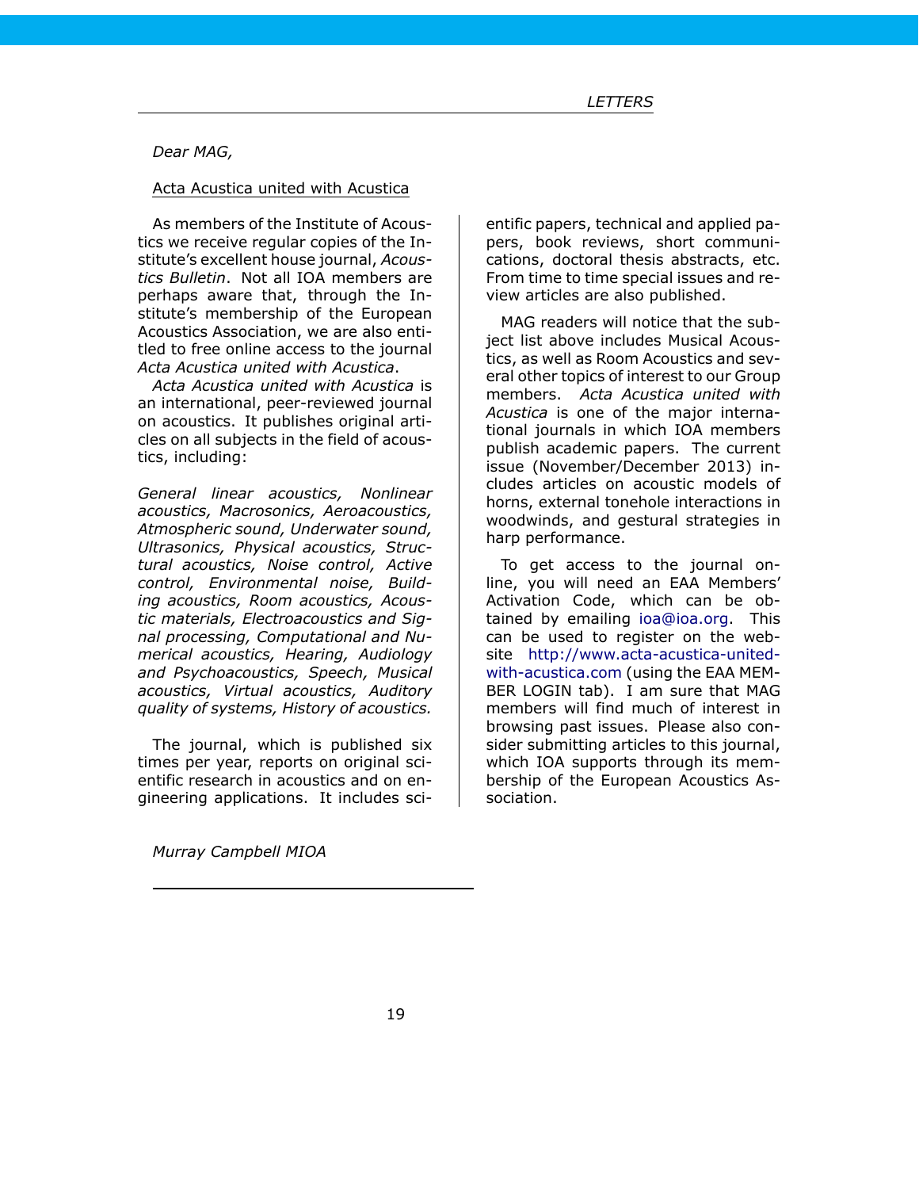*Dear MAG,*

Acta Acustica united with Acustica

As members of the Institute of Acoustics we receive regular copies of the Institute's excellent house journal, *Acoustics Bulletin*. Not all IOA members are perhaps aware that, through the Institute's membership of the European Acoustics Association, we are also entitled to free online access to the journal *Acta Acustica united with Acustica*.

*Acta Acustica united with Acustica* is an international, peer-reviewed journal on acoustics. It publishes original articles on all subjects in the field of acoustics, including:

*General linear acoustics, Nonlinear acoustics, Macrosonics, Aeroacoustics, Atmospheric sound, Underwater sound, Ultrasonics, Physical acoustics, Structural acoustics, Noise control, Active control, Environmental noise, Building acoustics, Room acoustics, Acoustic materials, Electroacoustics and Signal processing, Computational and Numerical acoustics, Hearing, Audiology and Psychoacoustics, Speech, Musical acoustics, Virtual acoustics, Auditory quality of systems, History of acoustics.*

The journal, which is published six times per year, reports on original scientific research in acoustics and on engineering applications. It includes scientific papers, technical and applied papers, book reviews, short communications, doctoral thesis abstracts, etc. From time to time special issues and review articles are also published.

MAG readers will notice that the subject list above includes Musical Acoustics, as well as Room Acoustics and several other topics of interest to our Group members. *Acta Acustica united with Acustica* is one of the major international journals in which IOA members publish academic papers. The current issue (November/December 2013) includes articles on acoustic models of horns, external tonehole interactions in woodwinds, and gestural strategies in harp performance.

To get access to the journal online, you will need an EAA Members' Activation Code, which can be obtained by emailing ioa@ioa.org. This can be used to register on the website http://www.acta-acustica-united-with-acustica.com (using the EAA MEMBER LOGIN tab). I am sure that MAG members will find much of interest in browsing past issues. Please also consider submitting articles to this journal, which IOA supports through its membership of the European Acoustics Association.

*Murray Campbell MIOA*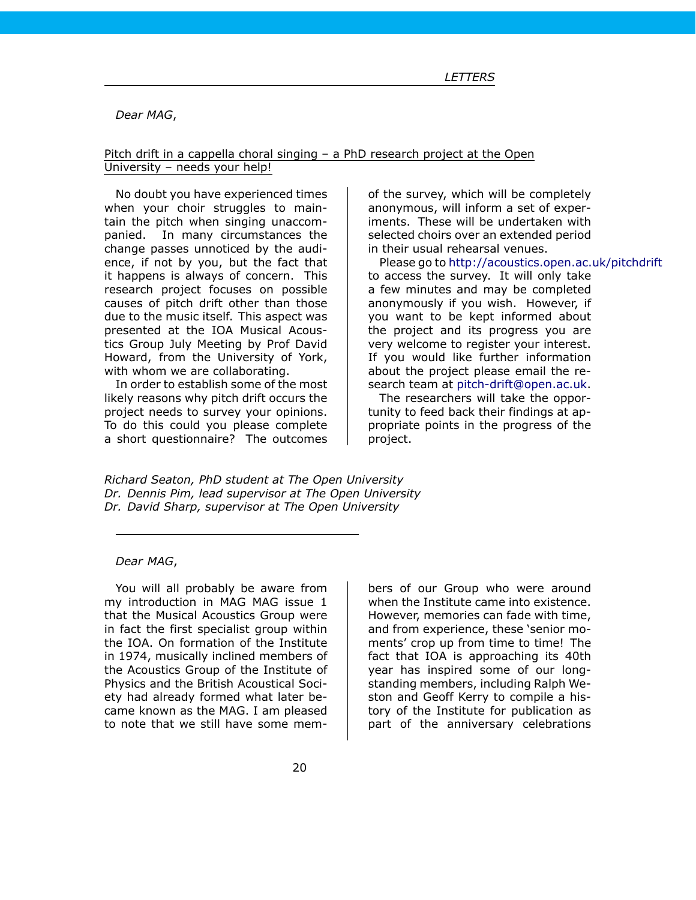*Dear MAG*,

Pitch drift in a cappella choral singing – a PhD research project at the Open University – needs your help!

No doubt you have experienced times when your choir struggles to maintain the pitch when singing unaccompanied. In many circumstances the change passes unnoticed by the audience, if not by you, but the fact that it happens is always of concern. This research project focuses on possible causes of pitch drift other than those due to the music itself. This aspect was presented at the IOA Musical Acoustics Group July Meeting by Prof David Howard, from the University of York, with whom we are collaborating.

In order to establish some of the most likely reasons why pitch drift occurs the project needs to survey your opinions. To do this could you please complete a short questionnaire? The outcomes of the survey, which will be completely anonymous, will inform a set of experiments. These will be undertaken with selected choirs over an extended period in their usual rehearsal venues.

Please go to http://acoustics.open.ac.uk/pitchdrift to access the survey. It will only take a few minutes and may be completed anonymously if you wish. However, if you want to be kept informed about the project and its progress you are very welcome to register your interest. If you would like further information about the project please email the research team at pitch-drift@open.ac.uk.

The researchers will take the opportunity to feed back their findings at appropriate points in the progress of the project.

*Richard Seaton, PhD student at The Open University*
*Dr. Dennis Pim, lead supervisor at The Open University*
*Dr. David Sharp, supervisor at The Open University*

---

*Dear MAG*,

You will all probably be aware from my introduction in MAG MAG issue 1 that the Musical Acoustics Group were in fact the first specialist group within the IOA. On formation of the Institute in 1974, musically inclined members of the Acoustics Group of the Institute of Physics and the British Acoustical Society had already formed what later became known as the MAG. I am pleased to note that we still have some members of our Group who were around when the Institute came into existence. However, memories can fade with time, and from experience, these 'senior moments' crop up from time to time! The fact that IOA is approaching its 40th year has inspired some of our longstanding members, including Ralph Weston and Geoff Kerry to compile a history of the Institute for publication as part of the anniversary celebrations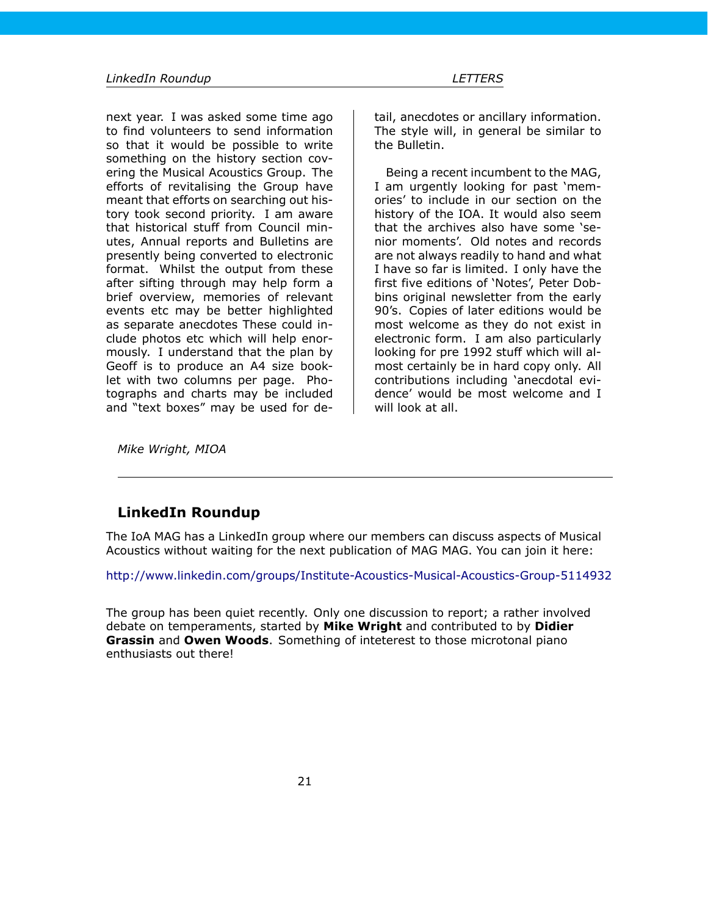next year. I was asked some time ago to find volunteers to send information so that it would be possible to write something on the history section covering the Musical Acoustics Group. The efforts of revitalising the Group have meant that efforts on searching out history took second priority. I am aware that historical stuff from Council minutes, Annual reports and Bulletins are presently being converted to electronic format. Whilst the output from these after sifting through may help form a brief overview, memories of relevant events etc may be better highlighted as separate anecdotes These could include photos etc which will help enormously. I understand that the plan by Geoff is to produce an A4 size booklet with two columns per page. Photographs and charts may be included and "text boxes" may be used for detail, anecdotes or ancillary information. The style will, in general be similar to the Bulletin.

Being a recent incumbent to the MAG, I am urgently looking for past 'memories' to include in our section on the history of the IOA. It would also seem that the archives also have some 'senior moments'. Old notes and records are not always readily to hand and what I have so far is limited. I only have the first five editions of 'Notes', Peter Dobbins original newsletter from the early 90's. Copies of later editions would be most welcome as they do not exist in electronic form. I am also particularly looking for pre 1992 stuff which will almost certainly be in hard copy only. All contributions including 'anecdotal evidence' would be most welcome and I will look at all.

*Mike Wright, MIOA*

---

## LinkedIn Roundup

The IoA MAG has a LinkedIn group where our members can discuss aspects of Musical Acoustics without waiting for the next publication of MAG MAG. You can join it here:

http://www.linkedin.com/groups/Institute-Acoustics-Musical-Acoustics-Group-5114932

The group has been quiet recently. Only one discussion to report; a rather involved debate on temperaments, started by **Mike Wright** and contributed to by **Didier Grassin** and **Owen Woods**. Something of inteterest to those microtonal piano enthusiasts out there!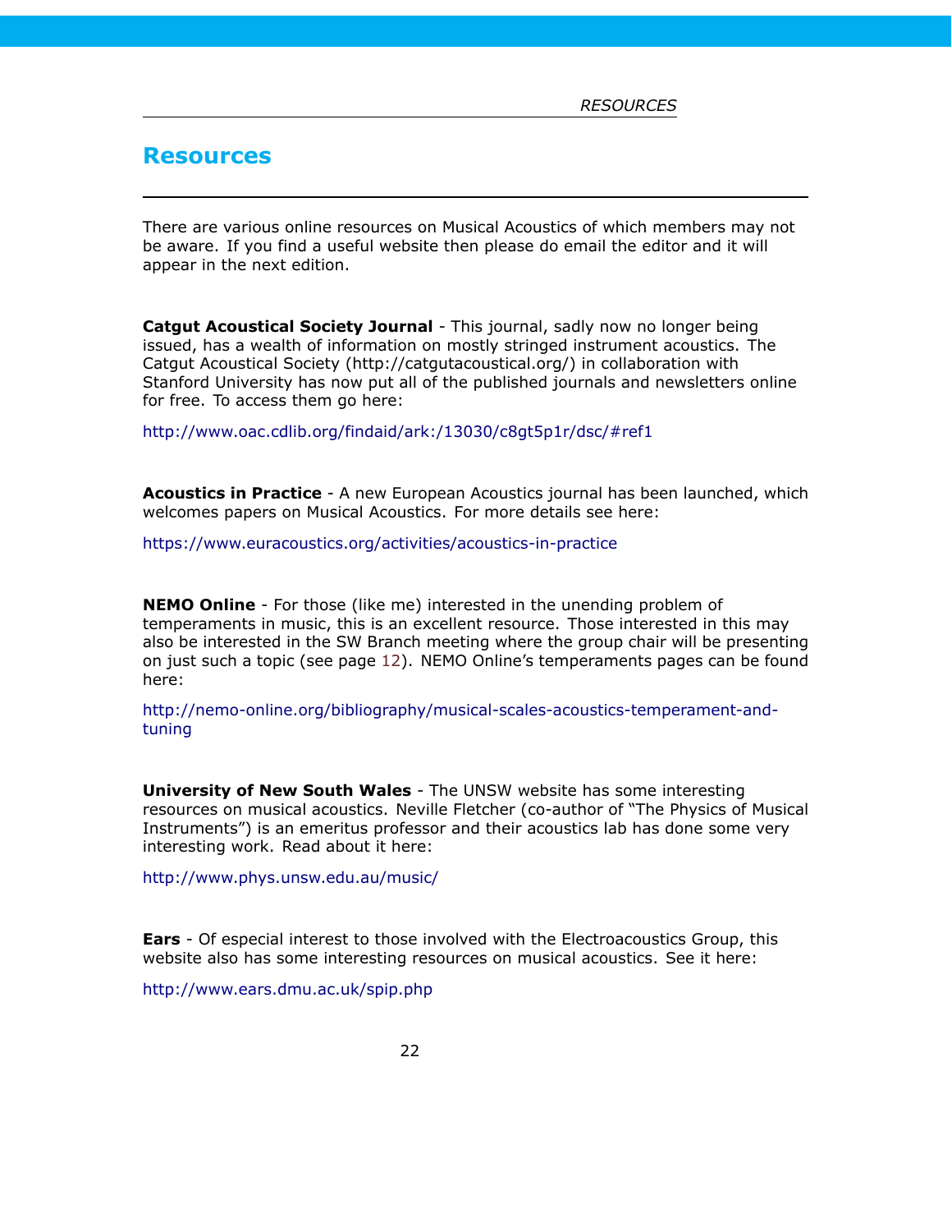# Resources

There are various online resources on Musical Acoustics of which members may not be aware. If you find a useful website then please do email the editor and it will appear in the next edition.

**Catgut Acoustical Society Journal** - This journal, sadly now no longer being issued, has a wealth of information on mostly stringed instrument acoustics. The Catgut Acoustical Society (http://catgutacoustical.org/) in collaboration with Stanford University has now put all of the published journals and newsletters online for free. To access them go here:

http://www.oac.cdlib.org/findaid/ark:/13030/c8gt5p1r/dsc/#ref1

**Acoustics in Practice** - A new European Acoustics journal has been launched, which welcomes papers on Musical Acoustics. For more details see here:

https://www.euracoustics.org/activities/acoustics-in-practice

**NEMO Online** - For those (like me) interested in the unending problem of temperaments in music, this is an excellent resource. Those interested in this may also be interested in the SW Branch meeting where the group chair will be presenting on just such a topic (see page 12). NEMO Online's temperaments pages can be found here:

http://nemo-online.org/bibliography/musical-scales-acoustics-temperament-and-tuning

**University of New South Wales** - The UNSW website has some interesting resources on musical acoustics. Neville Fletcher (co-author of "The Physics of Musical Instruments") is an emeritus professor and their acoustics lab has done some very interesting work. Read about it here:

http://www.phys.unsw.edu.au/music/

**Ears** - Of especial interest to those involved with the Electroacoustics Group, this website also has some interesting resources on musical acoustics. See it here:

http://www.ears.dmu.ac.uk/spip.php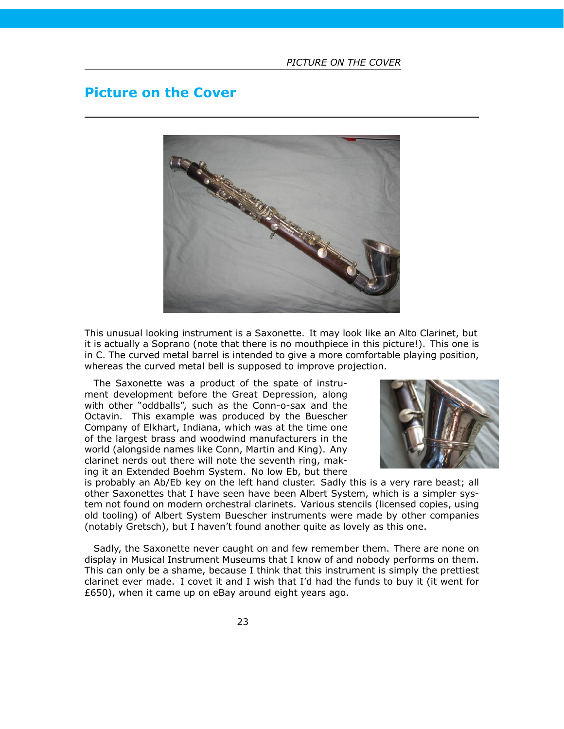# Picture on the Cover

This unusual looking instrument is a Saxonette. It may look like an Alto Clarinet, but it is actually a Soprano (note that there is no mouthpiece in this picture!). This one is in C. The curved metal barrel is intended to give a more comfortable playing position, whereas the curved metal bell is supposed to improve projection.

The Saxonette was a product of the spate of instrument development before the Great Depression, along with other "oddballs", such as the Conn-o-sax and the Octavin. This example was produced by the Buescher Company of Elkhart, Indiana, which was at the time one of the largest brass and woodwind manufacturers in the world (alongside names like Conn, Martin and King). Any clarinet nerds out there will note the seventh ring, making it an Extended Boehm System. No low Eb, but there is probably an Ab/Eb key on the left hand cluster. Sadly this is a very rare beast; all other Saxonettes that I have seen have been Albert System, which is a simpler system not found on modern orchestral clarinets. Various stencils (licensed copies, using old tooling) of Albert System Buescher instruments were made by other companies (notably Gretsch), but I haven't found another quite as lovely as this one.

Sadly, the Saxonette never caught on and few remember them. There are none on display in Musical Instrument Museums that I know of and nobody performs on them. This can only be a shame, because I think that this instrument is simply the prettiest clarinet ever made. I covet it and I wish that I'd had the funds to buy it (it went for £650), when it came up on eBay around eight years ago.